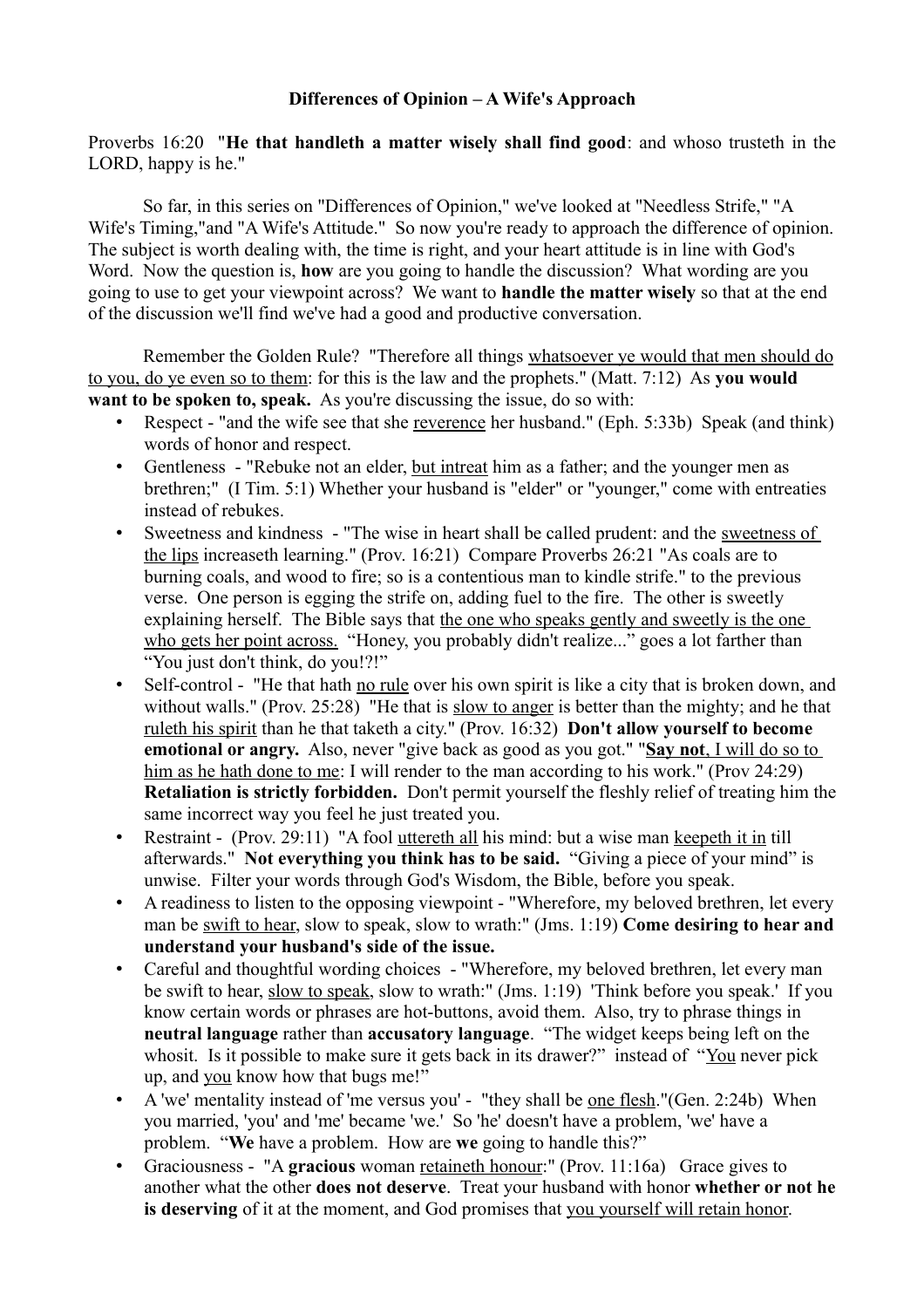**Differences of Opinion – A Wife's Approach**

Proverbs 16:20 "**He that handleth a matter wisely shall find good**: and whoso trusteth in the LORD, happy is he."

So far, in this series on "Differences of Opinion," we've looked at "Needless Strife," "A Wife's Timing,"and "A Wife's Attitude." So now you're ready to approach the difference of opinion. The subject is worth dealing with, the time is right, and your heart attitude is in line with God's Word. Now the question is, **how** are you going to handle the discussion? What wording are you going to use to get your viewpoint across? We want to **handle the matter wisely** so that at the end of the discussion we'll find we've had a good and productive conversation.

Remember the Golden Rule? "Therefore all things whatsoever ye would that men should do to you, do ye even so to them: for this is the law and the prophets." (Matt. 7:12) As **you would want to be spoken to, speak.** As you're discussing the issue, do so with:

- Respect - "and the wife see that she reverence her husband." (Eph. 5:33b) Speak (and think) words of honor and respect.
- Gentleness - "Rebuke not an elder, but intreat him as a father; and the younger men as brethren;" (I Tim. 5:1) Whether your husband is "elder" or "younger," come with entreaties instead of rebukes.
- Sweetness and kindness - "The wise in heart shall be called prudent: and the sweetness of the lips increaseth learning." (Prov. 16:21) Compare Proverbs 26:21 "As coals are to burning coals, and wood to fire; so is a contentious man to kindle strife." to the previous verse. One person is egging the strife on, adding fuel to the fire. The other is sweetly explaining herself. The Bible says that the one who speaks gently and sweetly is the one who gets her point across. "Honey, you probably didn't realize..." goes a lot farther than "You just don't think, do you!?!"
- Self-control - "He that hath no rule over his own spirit is like a city that is broken down, and without walls." (Prov. 25:28) "He that is slow to anger is better than the mighty; and he that ruleth his spirit than he that taketh a city." (Prov. 16:32) **Don't allow yourself to become emotional or angry.** Also, never "give back as good as you got." "**Say not**, I will do so to him as he hath done to me: I will render to the man according to his work." (Prov 24:29) **Retaliation is strictly forbidden.** Don't permit yourself the fleshly relief of treating him the same incorrect way you feel he just treated you.
- Restraint - (Prov. 29:11) "A fool uttereth all his mind: but a wise man keepeth it in till afterwards." **Not everything you think has to be said.** "Giving a piece of your mind" is unwise. Filter your words through God's Wisdom, the Bible, before you speak.
- A readiness to listen to the opposing viewpoint - "Wherefore, my beloved brethren, let every man be swift to hear, slow to speak, slow to wrath:" (Jms. 1:19) **Come desiring to hear and understand your husband's side of the issue.**
- Careful and thoughtful wording choices - "Wherefore, my beloved brethren, let every man be swift to hear, slow to speak, slow to wrath:" (Jms. 1:19) 'Think before you speak.' If you know certain words or phrases are hot-buttons, avoid them. Also, try to phrase things in **neutral language** rather than **accusatory language**. "The widget keeps being left on the whosit. Is it possible to make sure it gets back in its drawer?" instead of "You never pick up, and you know how that bugs me!"
- A 'we' mentality instead of 'me versus you' - "they shall be one flesh."(Gen. 2:24b) When you married, 'you' and 'me' became 'we.' So 'he' doesn't have a problem, 'we' have a problem. "**We** have a problem. How are **we** going to handle this?"
- Graciousness - "A **gracious** woman retaineth honour:" (Prov. 11:16a) Grace gives to another what the other **does not deserve**. Treat your husband with honor **whether or not he is deserving** of it at the moment, and God promises that you yourself will retain honor.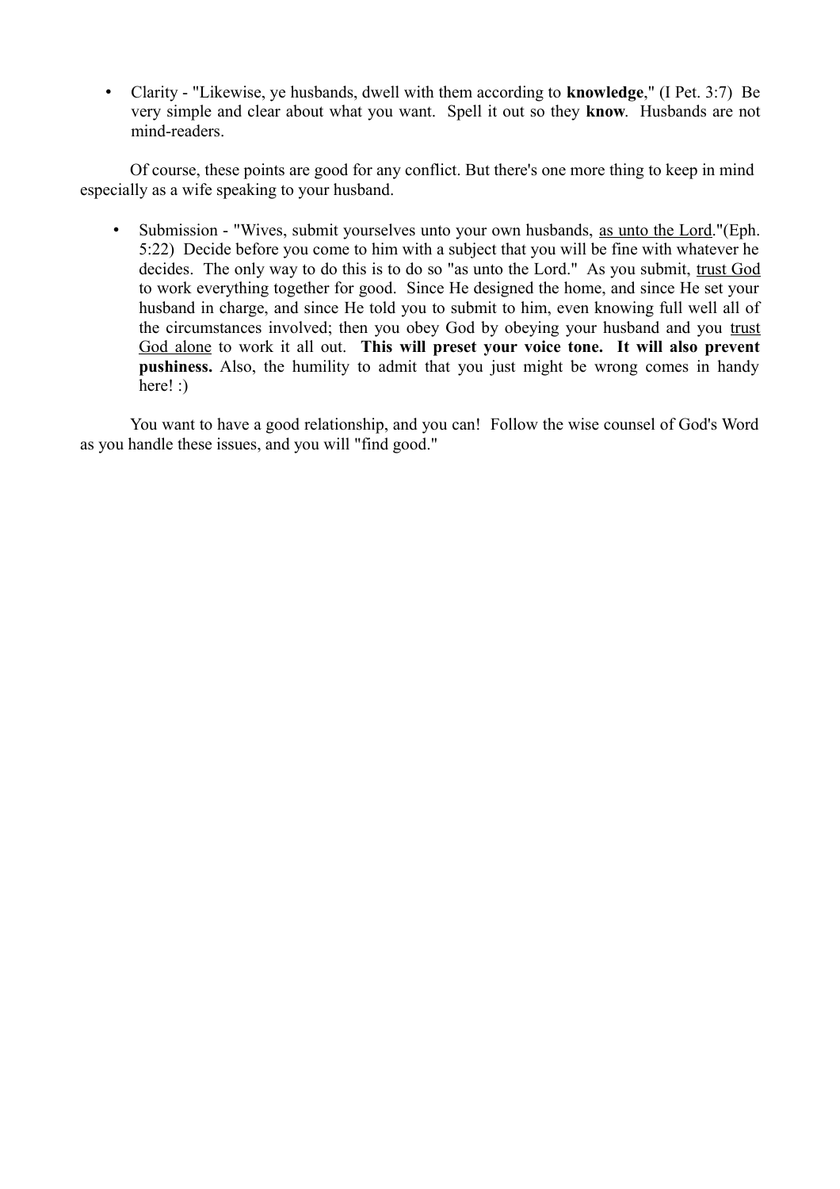- Clarity - "Likewise, ye husbands, dwell with them according to **knowledge**," (I Pet. 3:7) Be very simple and clear about what you want. Spell it out so they **know**. Husbands are not mind-readers.

Of course, these points are good for any conflict. But there's one more thing to keep in mind especially as a wife speaking to your husband.

- Submission - "Wives, submit yourselves unto your own husbands, <u>as unto the Lord</u>."(Eph. 5:22) Decide before you come to him with a subject that you will be fine with whatever he decides. The only way to do this is to do so "as unto the Lord." As you submit, <u>trust God</u> to work everything together for good. Since He designed the home, and since He set your husband in charge, and since He told you to submit to him, even knowing full well all of the circumstances involved; then you obey God by obeying your husband and you <u>trust God alone</u> to work it all out. **This will preset your voice tone. It will also prevent pushiness.** Also, the humility to admit that you just might be wrong comes in handy here! :)

You want to have a good relationship, and you can! Follow the wise counsel of God's Word as you handle these issues, and you will "find good."